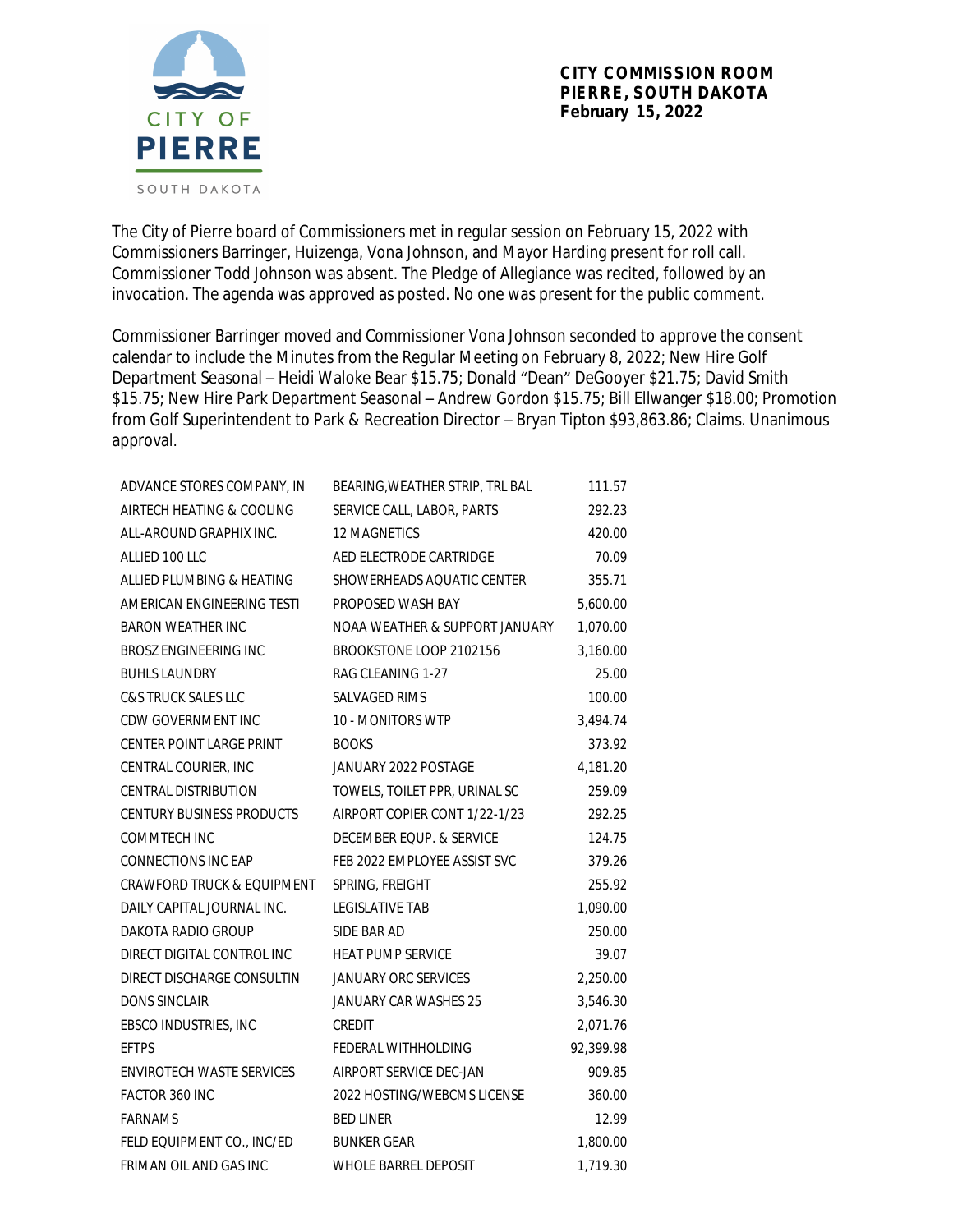**CITY COMMISSION ROOM**
**PIERRE, SOUTH DAKOTA**
**February 15, 2022**

The City of Pierre board of Commissioners met in regular session on February 15, 2022 with Commissioners Barringer, Huizenga, Vona Johnson, and Mayor Harding present for roll call. Commissioner Todd Johnson was absent. The Pledge of Allegiance was recited, followed by an invocation. The agenda was approved as posted. No one was present for the public comment.

Commissioner Barringer moved and Commissioner Vona Johnson seconded to approve the consent calendar to include the Minutes from the Regular Meeting on February 8, 2022; New Hire Golf Department Seasonal – Heidi Waloke Bear $15.75; Donald "Dean" DeGooyer $21.75; David Smith $15.75; New Hire Park Department Seasonal – Andrew Gordon $15.75; Bill Ellwanger $18.00; Promotion from Golf Superintendent to Park & Recreation Director – Bryan Tipton $93,863.86; Claims. Unanimous approval.

| | | |
|---|---|---|
| ADVANCE STORES COMPANY, IN | BEARING,WEATHER STRIP, TRL BAL | 111.57 |
| AIRTECH HEATING & COOLING | SERVICE CALL, LABOR, PARTS | 292.23 |
| ALL-AROUND GRAPHIX INC. | 12 MAGNETICS | 420.00 |
| ALLIED 100 LLC | AED ELECTRODE CARTRIDGE | 70.09 |
| ALLIED PLUMBING & HEATING | SHOWERHEADS AQUATIC CENTER | 355.71 |
| AMERICAN ENGINEERING TESTI | PROPOSED WASH BAY | 5,600.00 |
| BARON WEATHER INC | NOAA WEATHER & SUPPORT JANUARY | 1,070.00 |
| BROSZ ENGINEERING INC | BROOKSTONE LOOP 2102156 | 3,160.00 |
| BUHLS LAUNDRY | RAG CLEANING 1-27 | 25.00 |
| C&S TRUCK SALES LLC | SALVAGED RIMS | 100.00 |
| CDW GOVERNMENT INC | 10 - MONITORS WTP | 3,494.74 |
| CENTER POINT LARGE PRINT | BOOKS | 373.92 |
| CENTRAL COURIER, INC | JANUARY 2022 POSTAGE | 4,181.20 |
| CENTRAL DISTRIBUTION | TOWELS, TOILET PPR, URINAL SC | 259.09 |
| CENTURY BUSINESS PRODUCTS | AIRPORT COPIER CONT 1/22-1/23 | 292.25 |
| COMMTECH INC | DECEMBER EQUP. & SERVICE | 124.75 |
| CONNECTIONS INC EAP | FEB 2022 EMPLOYEE ASSIST SVC | 379.26 |
| CRAWFORD TRUCK & EQUIPMENT | SPRING, FREIGHT | 255.92 |
| DAILY CAPITAL JOURNAL INC. | LEGISLATIVE TAB | 1,090.00 |
| DAKOTA RADIO GROUP | SIDE BAR AD | 250.00 |
| DIRECT DIGITAL CONTROL INC | HEAT PUMP SERVICE | 39.07 |
| DIRECT DISCHARGE CONSULTIN | JANUARY ORC SERVICES | 2,250.00 |
| DONS SINCLAIR | JANUARY CAR WASHES 25 | 3,546.30 |
| EBSCO INDUSTRIES, INC | CREDIT | 2,071.76 |
| EFTPS | FEDERAL WITHHOLDING | 92,399.98 |
| ENVIROTECH WASTE SERVICES | AIRPORT SERVICE DEC-JAN | 909.85 |
| FACTOR 360 INC | 2022 HOSTING/WEBCMS LICENSE | 360.00 |
| FARNAMS | BED LINER | 12.99 |
| FELD EQUIPMENT CO., INC/ED | BUNKER GEAR | 1,800.00 |
| FRIMAN OIL AND GAS INC | WHOLE BARREL DEPOSIT | 1,719.30 |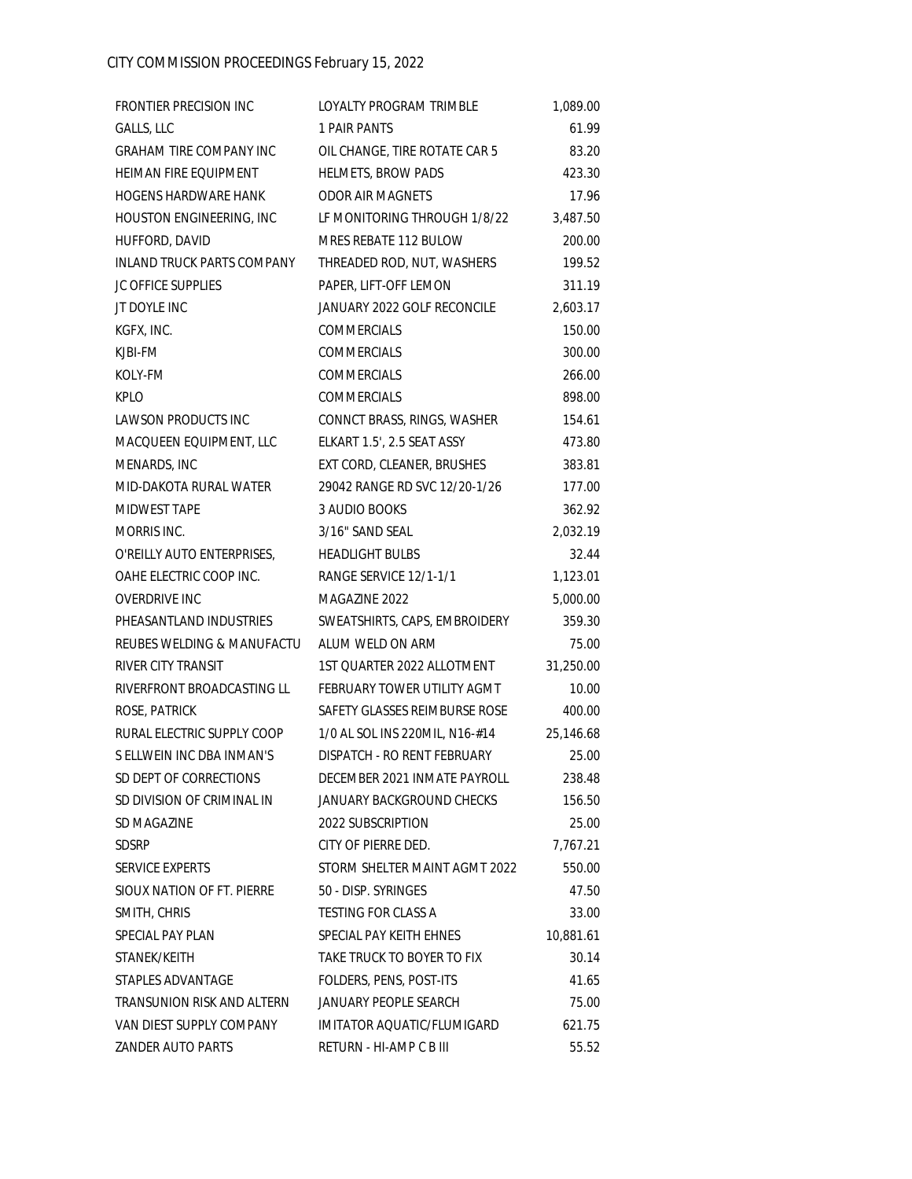| | | |
|---|---|---|
| FRONTIER PRECISION INC | LOYALTY PROGRAM TRIMBLE | 1,089.00 |
| GALLS, LLC | 1 PAIR PANTS | 61.99 |
| GRAHAM TIRE COMPANY INC | OIL CHANGE, TIRE ROTATE CAR 5 | 83.20 |
| HEIMAN FIRE EQUIPMENT | HELMETS, BROW PADS | 423.30 |
| HOGENS HARDWARE HANK | ODOR AIR MAGNETS | 17.96 |
| HOUSTON ENGINEERING, INC | LF MONITORING THROUGH 1/8/22 | 3,487.50 |
| HUFFORD, DAVID | MRES REBATE 112 BULOW | 200.00 |
| INLAND TRUCK PARTS COMPANY | THREADED ROD, NUT, WASHERS | 199.52 |
| JC OFFICE SUPPLIES | PAPER, LIFT-OFF LEMON | 311.19 |
| JT DOYLE INC | JANUARY 2022 GOLF RECONCILE | 2,603.17 |
| KGFX, INC. | COMMERCIALS | 150.00 |
| KJBI-FM | COMMERCIALS | 300.00 |
| KOLY-FM | COMMERCIALS | 266.00 |
| KPLO | COMMERCIALS | 898.00 |
| LAWSON PRODUCTS INC | CONNCT BRASS, RINGS, WASHER | 154.61 |
| MACQUEEN EQUIPMENT, LLC | ELKART 1.5', 2.5 SEAT ASSY | 473.80 |
| MENARDS, INC | EXT CORD, CLEANER, BRUSHES | 383.81 |
| MID-DAKOTA RURAL WATER | 29042 RANGE RD SVC 12/20-1/26 | 177.00 |
| MIDWEST TAPE | 3 AUDIO BOOKS | 362.92 |
| MORRIS INC. | 3/16" SAND SEAL | 2,032.19 |
| O'REILLY AUTO ENTERPRISES, | HEADLIGHT BULBS | 32.44 |
| OAHE ELECTRIC COOP INC. | RANGE SERVICE 12/1-1/1 | 1,123.01 |
| OVERDRIVE INC | MAGAZINE 2022 | 5,000.00 |
| PHEASANTLAND INDUSTRIES | SWEATSHIRTS, CAPS, EMBROIDERY | 359.30 |
| REUBES WELDING & MANUFACTU | ALUM WELD ON ARM | 75.00 |
| RIVER CITY TRANSIT | 1ST QUARTER 2022 ALLOTMENT | 31,250.00 |
| RIVERFRONT BROADCASTING LL | FEBRUARY TOWER UTILITY AGMT | 10.00 |
| ROSE, PATRICK | SAFETY GLASSES REIMBURSE ROSE | 400.00 |
| RURAL ELECTRIC SUPPLY COOP | 1/0 AL SOL INS 220MIL, N16-#14 | 25,146.68 |
| S ELLWEIN INC DBA INMAN'S | DISPATCH - RO RENT FEBRUARY | 25.00 |
| SD DEPT OF CORRECTIONS | DECEMBER 2021 INMATE PAYROLL | 238.48 |
| SD DIVISION OF CRIMINAL IN | JANUARY BACKGROUND CHECKS | 156.50 |
| SD MAGAZINE | 2022 SUBSCRIPTION | 25.00 |
| SDSRP | CITY OF PIERRE DED. | 7,767.21 |
| SERVICE EXPERTS | STORM SHELTER MAINT AGMT 2022 | 550.00 |
| SIOUX NATION OF FT. PIERRE | 50 - DISP. SYRINGES | 47.50 |
| SMITH, CHRIS | TESTING FOR CLASS A | 33.00 |
| SPECIAL PAY PLAN | SPECIAL PAY KEITH EHNES | 10,881.61 |
| STANEK/KEITH | TAKE TRUCK TO BOYER TO FIX | 30.14 |
| STAPLES ADVANTAGE | FOLDERS, PENS, POST-ITS | 41.65 |
| TRANSUNION RISK AND ALTERN | JANUARY PEOPLE SEARCH | 75.00 |
| VAN DIEST SUPPLY COMPANY | IMITATOR AQUATIC/FLUMIGARD | 621.75 |
| ZANDER AUTO PARTS | RETURN - HI-AMP C B III | 55.52 |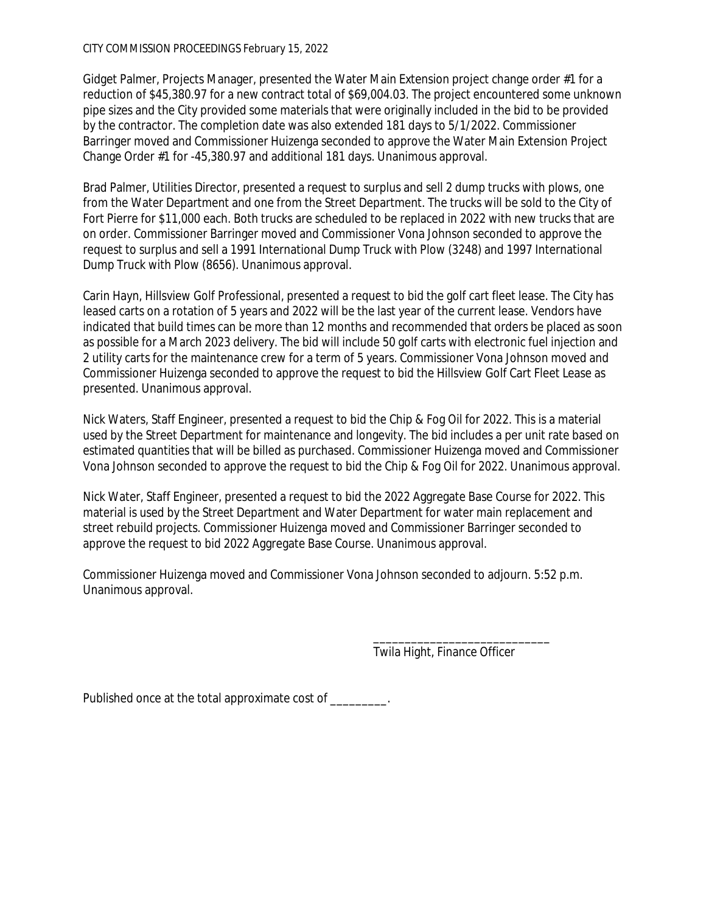CITY COMMISSION PROCEEDINGS February 15, 2022

Gidget Palmer, Projects Manager, presented the Water Main Extension project change order #1 for a reduction of $45,380.97 for a new contract total of $69,004.03. The project encountered some unknown pipe sizes and the City provided some materials that were originally included in the bid to be provided by the contractor. The completion date was also extended 181 days to 5/1/2022. Commissioner Barringer moved and Commissioner Huizenga seconded to approve the Water Main Extension Project Change Order #1 for -45,380.97 and additional 181 days. Unanimous approval.

Brad Palmer, Utilities Director, presented a request to surplus and sell 2 dump trucks with plows, one from the Water Department and one from the Street Department. The trucks will be sold to the City of Fort Pierre for $11,000 each. Both trucks are scheduled to be replaced in 2022 with new trucks that are on order. Commissioner Barringer moved and Commissioner Vona Johnson seconded to approve the request to surplus and sell a 1991 International Dump Truck with Plow (3248) and 1997 International Dump Truck with Plow (8656). Unanimous approval.

Carin Hayn, Hillsview Golf Professional, presented a request to bid the golf cart fleet lease. The City has leased carts on a rotation of 5 years and 2022 will be the last year of the current lease. Vendors have indicated that build times can be more than 12 months and recommended that orders be placed as soon as possible for a March 2023 delivery. The bid will include 50 golf carts with electronic fuel injection and 2 utility carts for the maintenance crew for a term of 5 years. Commissioner Vona Johnson moved and Commissioner Huizenga seconded to approve the request to bid the Hillsview Golf Cart Fleet Lease as presented. Unanimous approval.

Nick Waters, Staff Engineer, presented a request to bid the Chip & Fog Oil for 2022. This is a material used by the Street Department for maintenance and longevity. The bid includes a per unit rate based on estimated quantities that will be billed as purchased. Commissioner Huizenga moved and Commissioner Vona Johnson seconded to approve the request to bid the Chip & Fog Oil for 2022. Unanimous approval.

Nick Water, Staff Engineer, presented a request to bid the 2022 Aggregate Base Course for 2022. This material is used by the Street Department and Water Department for water main replacement and street rebuild projects. Commissioner Huizenga moved and Commissioner Barringer seconded to approve the request to bid 2022 Aggregate Base Course. Unanimous approval.

Commissioner Huizenga moved and Commissioner Vona Johnson seconded to adjourn. 5:52 p.m. Unanimous approval.

\_\_\_\_\_\_\_\_\_\_\_\_\_\_\_\_\_\_\_\_\_\_\_\_\_\_\_\_
Twila Hight, Finance Officer

Published once at the total approximate cost of \_\_\_\_\_\_\_\_\_.